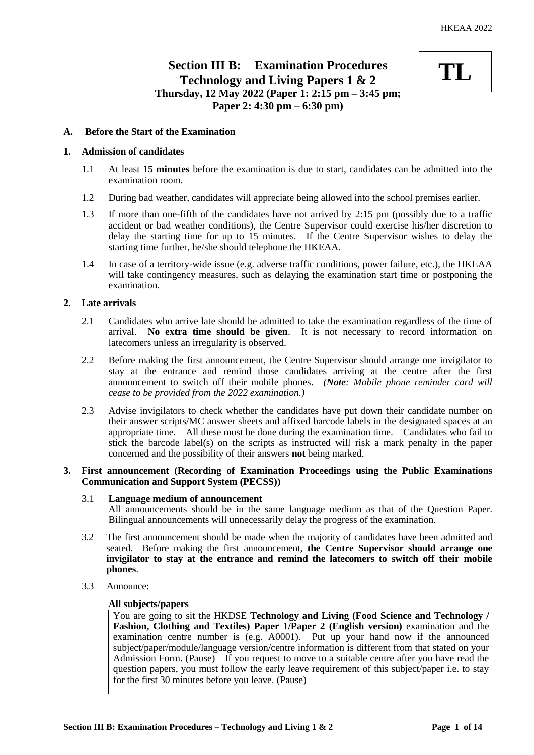# Section III B: Examination Procedures Technology and Living Papers 1 & 2

**TL**

**Thursday, 12 May 2022 (Paper 1: 2:15 pm – 3:45 pm; Paper 2: 4:30 pm – 6:30 pm)**

## A. Before the Start of the Examination

### 1. Admission of candidates

1.1 At least **15 minutes** before the examination is due to start, candidates can be admitted into the examination room.

1.2 During bad weather, candidates will appreciate being allowed into the school premises earlier.

1.3 If more than one-fifth of the candidates have not arrived by 2:15 pm (possibly due to a traffic accident or bad weather conditions), the Centre Supervisor could exercise his/her discretion to delay the starting time for up to 15 minutes. If the Centre Supervisor wishes to delay the starting time further, he/she should telephone the HKEAA.

1.4 In case of a territory-wide issue (e.g. adverse traffic conditions, power failure, etc.), the HKEAA will take contingency measures, such as delaying the examination start time or postponing the examination.

### 2. Late arrivals

2.1 Candidates who arrive late should be admitted to take the examination regardless of the time of arrival. **No extra time should be given**. It is not necessary to record information on latecomers unless an irregularity is observed.

2.2 Before making the first announcement, the Centre Supervisor should arrange one invigilator to stay at the entrance and remind those candidates arriving at the centre after the first announcement to switch off their mobile phones. *(**Note**: Mobile phone reminder card will cease to be provided from the 2022 examination.)*

2.3 Advise invigilators to check whether the candidates have put down their candidate number on their answer scripts/MC answer sheets and affixed barcode labels in the designated spaces at an appropriate time. All these must be done during the examination time. Candidates who fail to stick the barcode label(s) on the scripts as instructed will risk a mark penalty in the paper concerned and the possibility of their answers **not** being marked.

### 3. First announcement (Recording of Examination Proceedings using the Public Examinations Communication and Support System (PECSS))

3.1 **Language medium of announcement**
All announcements should be in the same language medium as that of the Question Paper. Bilingual announcements will unnecessarily delay the progress of the examination.

3.2 The first announcement should be made when the majority of candidates have been admitted and seated. Before making the first announcement, **the Centre Supervisor should arrange one invigilator to stay at the entrance and remind the latecomers to switch off their mobile phones**.

3.3 Announce:

**All subjects/papers**

> You are going to sit the HKDSE **Technology and Living (Food Science and Technology / Fashion, Clothing and Textiles) Paper 1/Paper 2 (English version)** examination and the examination centre number is (e.g. A0001). Put up your hand now if the announced subject/paper/module/language version/centre information is different from that stated on your Admission Form. (Pause) If you request to move to a suitable centre after you have read the question papers, you must follow the early leave requirement of this subject/paper i.e. to stay for the first 30 minutes before you leave. (Pause)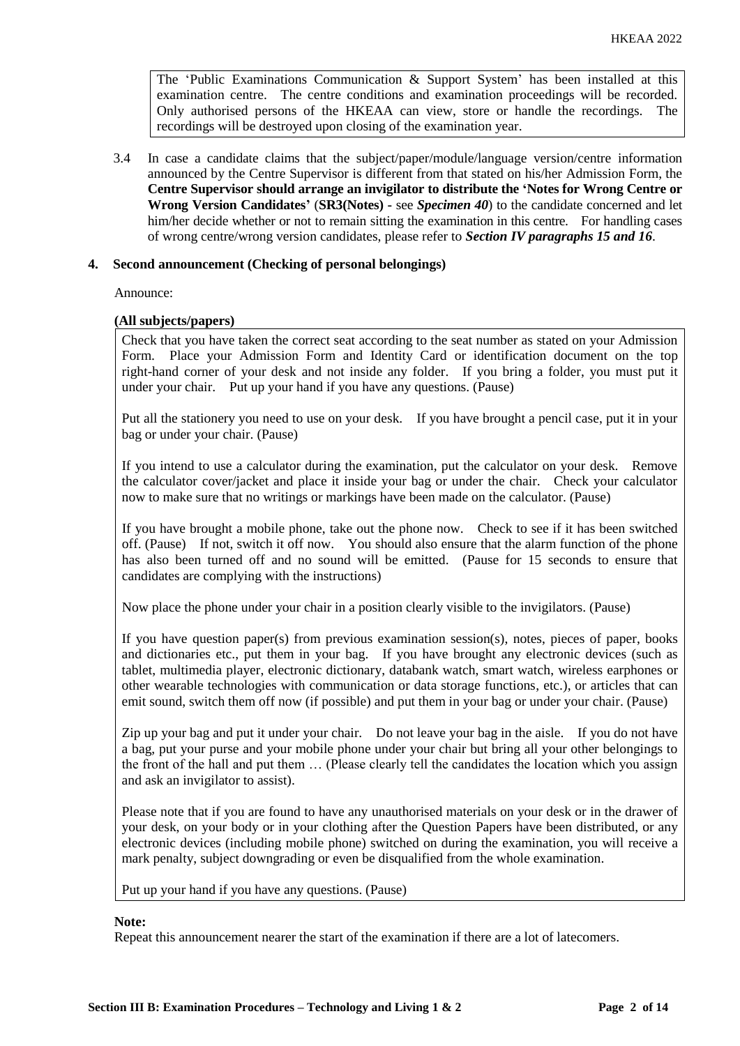The 'Public Examinations Communication & Support System' has been installed at this examination centre. The centre conditions and examination proceedings will be recorded. Only authorised persons of the HKEAA can view, store or handle the recordings. The recordings will be destroyed upon closing of the examination year.

3.4 In case a candidate claims that the subject/paper/module/language version/centre information announced by the Centre Supervisor is different from that stated on his/her Admission Form, the **Centre Supervisor should arrange an invigilator to distribute the 'Notes for Wrong Centre or Wrong Version Candidates'** (**SR3(Notes)** - see ***Specimen 40***) to the candidate concerned and let him/her decide whether or not to remain sitting the examination in this centre. For handling cases of wrong centre/wrong version candidates, please refer to ***Section IV paragraphs 15 and 16***.

## 4. Second announcement (Checking of personal belongings)

Announce:

**(All subjects/papers)**

Check that you have taken the correct seat according to the seat number as stated on your Admission Form. Place your Admission Form and Identity Card or identification document on the top right-hand corner of your desk and not inside any folder. If you bring a folder, you must put it under your chair. Put up your hand if you have any questions. (Pause)

Put all the stationery you need to use on your desk. If you have brought a pencil case, put it in your bag or under your chair. (Pause)

If you intend to use a calculator during the examination, put the calculator on your desk. Remove the calculator cover/jacket and place it inside your bag or under the chair. Check your calculator now to make sure that no writings or markings have been made on the calculator. (Pause)

If you have brought a mobile phone, take out the phone now. Check to see if it has been switched off. (Pause) If not, switch it off now. You should also ensure that the alarm function of the phone has also been turned off and no sound will be emitted. (Pause for 15 seconds to ensure that candidates are complying with the instructions)

Now place the phone under your chair in a position clearly visible to the invigilators. (Pause)

If you have question paper(s) from previous examination session(s), notes, pieces of paper, books and dictionaries etc., put them in your bag. If you have brought any electronic devices (such as tablet, multimedia player, electronic dictionary, databank watch, smart watch, wireless earphones or other wearable technologies with communication or data storage functions, etc.), or articles that can emit sound, switch them off now (if possible) and put them in your bag or under your chair. (Pause)

Zip up your bag and put it under your chair. Do not leave your bag in the aisle. If you do not have a bag, put your purse and your mobile phone under your chair but bring all your other belongings to the front of the hall and put them … (Please clearly tell the candidates the location which you assign and ask an invigilator to assist).

Please note that if you are found to have any unauthorised materials on your desk or in the drawer of your desk, on your body or in your clothing after the Question Papers have been distributed, or any electronic devices (including mobile phone) switched on during the examination, you will receive a mark penalty, subject downgrading or even be disqualified from the whole examination.

Put up your hand if you have any questions. (Pause)

**Note:**
Repeat this announcement nearer the start of the examination if there are a lot of latecomers.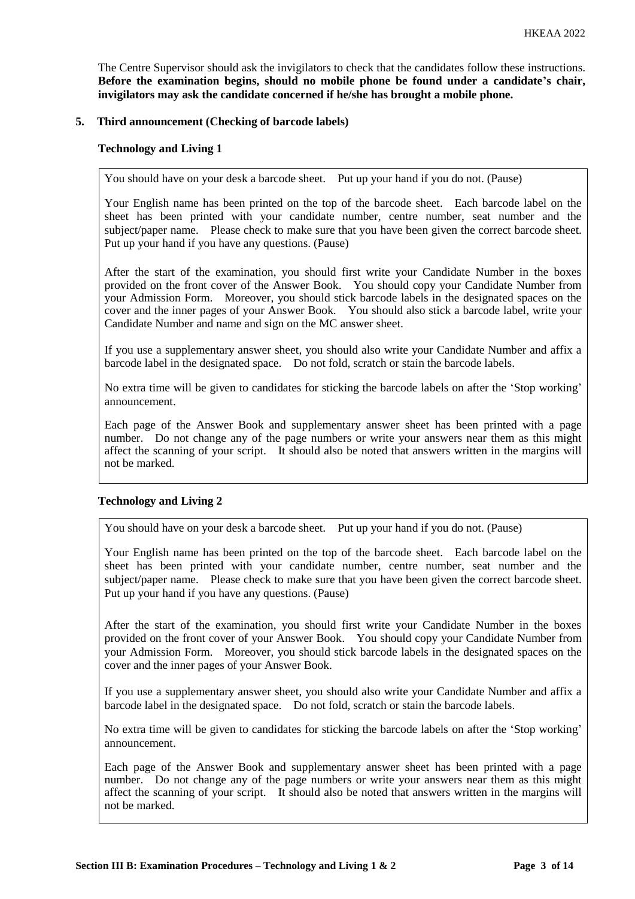The Centre Supervisor should ask the invigilators to check that the candidates follow these instructions. **Before the examination begins, should no mobile phone be found under a candidate's chair, invigilators may ask the candidate concerned if he/she has brought a mobile phone.**

## 5. Third announcement (Checking of barcode labels)

### Technology and Living 1

You should have on your desk a barcode sheet. Put up your hand if you do not. (Pause)

Your English name has been printed on the top of the barcode sheet. Each barcode label on the sheet has been printed with your candidate number, centre number, seat number and the subject/paper name. Please check to make sure that you have been given the correct barcode sheet. Put up your hand if you have any questions. (Pause)

After the start of the examination, you should first write your Candidate Number in the boxes provided on the front cover of the Answer Book. You should copy your Candidate Number from your Admission Form. Moreover, you should stick barcode labels in the designated spaces on the cover and the inner pages of your Answer Book. You should also stick a barcode label, write your Candidate Number and name and sign on the MC answer sheet.

If you use a supplementary answer sheet, you should also write your Candidate Number and affix a barcode label in the designated space. Do not fold, scratch or stain the barcode labels.

No extra time will be given to candidates for sticking the barcode labels on after the 'Stop working' announcement.

Each page of the Answer Book and supplementary answer sheet has been printed with a page number. Do not change any of the page numbers or write your answers near them as this might affect the scanning of your script. It should also be noted that answers written in the margins will not be marked.

### Technology and Living 2

You should have on your desk a barcode sheet. Put up your hand if you do not. (Pause)

Your English name has been printed on the top of the barcode sheet. Each barcode label on the sheet has been printed with your candidate number, centre number, seat number and the subject/paper name. Please check to make sure that you have been given the correct barcode sheet. Put up your hand if you have any questions. (Pause)

After the start of the examination, you should first write your Candidate Number in the boxes provided on the front cover of your Answer Book. You should copy your Candidate Number from your Admission Form. Moreover, you should stick barcode labels in the designated spaces on the cover and the inner pages of your Answer Book.

If you use a supplementary answer sheet, you should also write your Candidate Number and affix a barcode label in the designated space. Do not fold, scratch or stain the barcode labels.

No extra time will be given to candidates for sticking the barcode labels on after the 'Stop working' announcement.

Each page of the Answer Book and supplementary answer sheet has been printed with a page number. Do not change any of the page numbers or write your answers near them as this might affect the scanning of your script. It should also be noted that answers written in the margins will not be marked.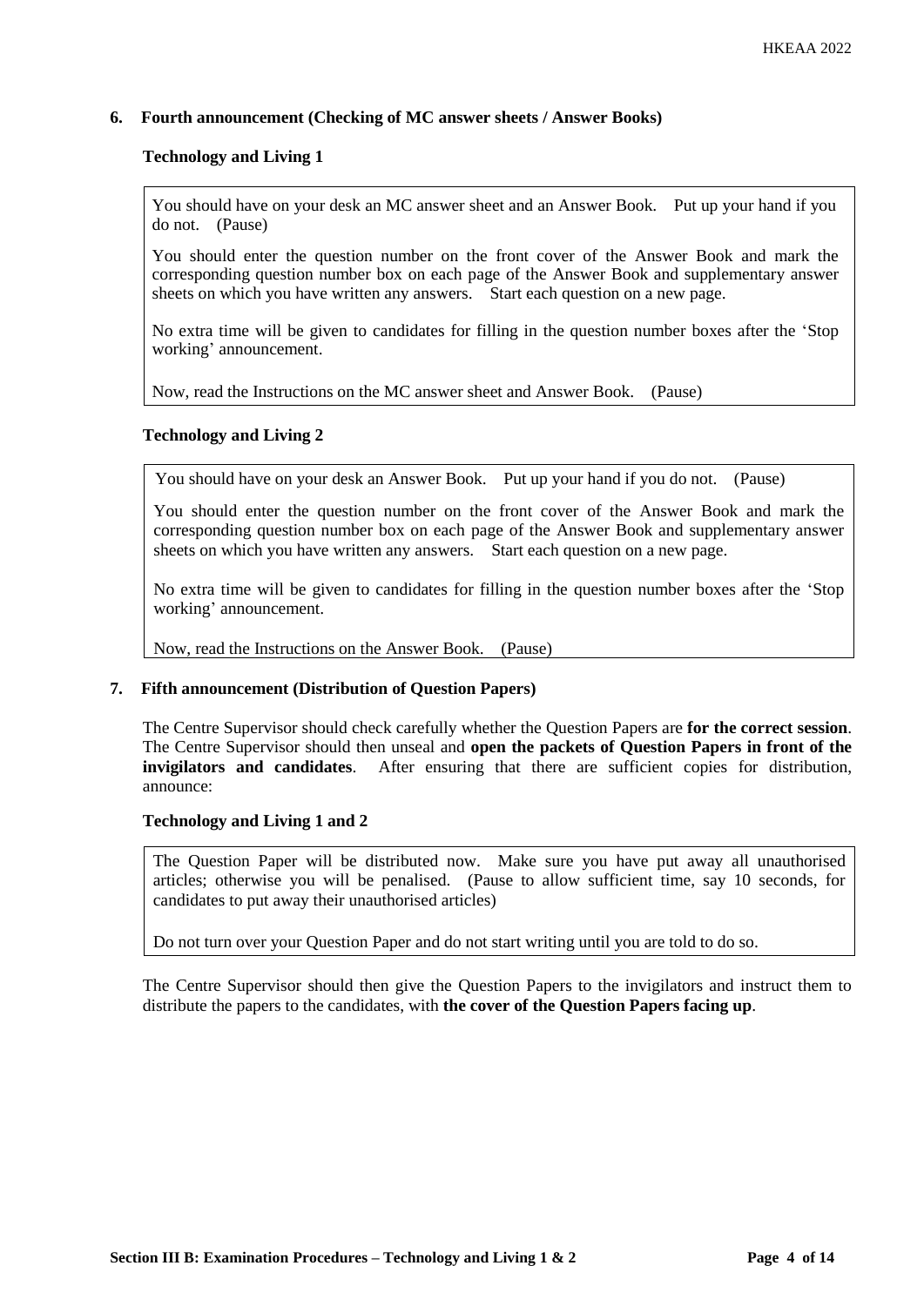## 6. Fourth announcement (Checking of MC answer sheets / Answer Books)

**Technology and Living 1**

> You should have on your desk an MC answer sheet and an Answer Book. Put up your hand if you do not. (Pause)
>
> You should enter the question number on the front cover of the Answer Book and mark the corresponding question number box on each page of the Answer Book and supplementary answer sheets on which you have written any answers. Start each question on a new page.
>
> No extra time will be given to candidates for filling in the question number boxes after the 'Stop working' announcement.
>
> Now, read the Instructions on the MC answer sheet and Answer Book. (Pause)

**Technology and Living 2**

> You should have on your desk an Answer Book. Put up your hand if you do not. (Pause)
>
> You should enter the question number on the front cover of the Answer Book and mark the corresponding question number box on each page of the Answer Book and supplementary answer sheets on which you have written any answers. Start each question on a new page.
>
> No extra time will be given to candidates for filling in the question number boxes after the 'Stop working' announcement.
>
> Now, read the Instructions on the Answer Book. (Pause)

## 7. Fifth announcement (Distribution of Question Papers)

The Centre Supervisor should check carefully whether the Question Papers are **for the correct session**. The Centre Supervisor should then unseal and **open the packets of Question Papers in front of the invigilators and candidates**. After ensuring that there are sufficient copies for distribution, announce:

**Technology and Living 1 and 2**

> The Question Paper will be distributed now. Make sure you have put away all unauthorised articles; otherwise you will be penalised. (Pause to allow sufficient time, say 10 seconds, for candidates to put away their unauthorised articles)
>
> Do not turn over your Question Paper and do not start writing until you are told to do so.

The Centre Supervisor should then give the Question Papers to the invigilators and instruct them to distribute the papers to the candidates, with **the cover of the Question Papers facing up**.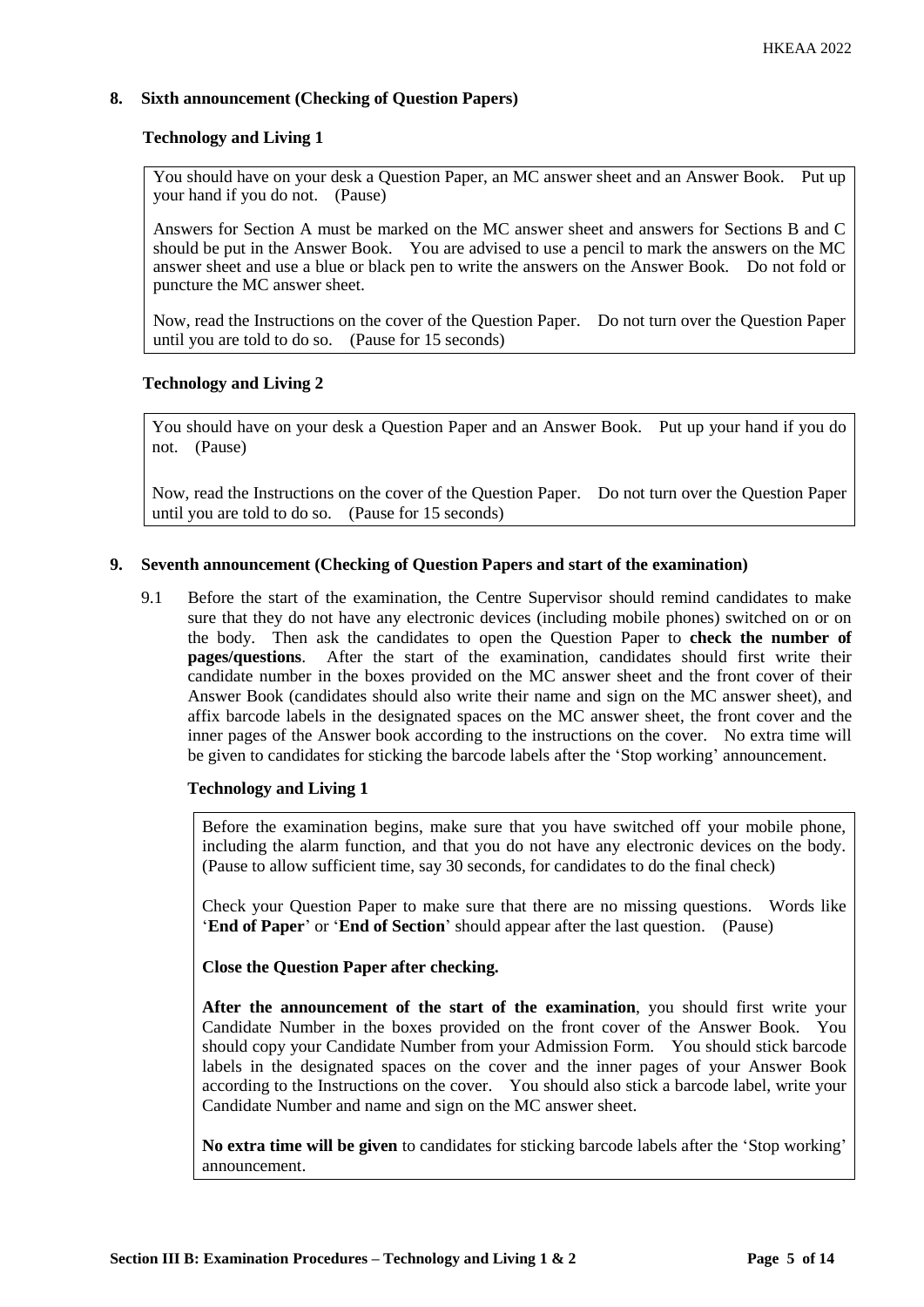## 8. Sixth announcement (Checking of Question Papers)

### Technology and Living 1

> You should have on your desk a Question Paper, an MC answer sheet and an Answer Book. Put up your hand if you do not. (Pause)
>
> Answers for Section A must be marked on the MC answer sheet and answers for Sections B and C should be put in the Answer Book. You are advised to use a pencil to mark the answers on the MC answer sheet and use a blue or black pen to write the answers on the Answer Book. Do not fold or puncture the MC answer sheet.
>
> Now, read the Instructions on the cover of the Question Paper. Do not turn over the Question Paper until you are told to do so. (Pause for 15 seconds)

### Technology and Living 2

> You should have on your desk a Question Paper and an Answer Book. Put up your hand if you do not. (Pause)
>
> Now, read the Instructions on the cover of the Question Paper. Do not turn over the Question Paper until you are told to do so. (Pause for 15 seconds)

## 9. Seventh announcement (Checking of Question Papers and start of the examination)

9.1 Before the start of the examination, the Centre Supervisor should remind candidates to make sure that they do not have any electronic devices (including mobile phones) switched on or on the body. Then ask the candidates to open the Question Paper to **check the number of pages/questions**. After the start of the examination, candidates should first write their candidate number in the boxes provided on the MC answer sheet and the front cover of their Answer Book (candidates should also write their name and sign on the MC answer sheet), and affix barcode labels in the designated spaces on the MC answer sheet, the front cover and the inner pages of the Answer book according to the instructions on the cover. No extra time will be given to candidates for sticking the barcode labels after the 'Stop working' announcement.

### Technology and Living 1

> Before the examination begins, make sure that you have switched off your mobile phone, including the alarm function, and that you do not have any electronic devices on the body. (Pause to allow sufficient time, say 30 seconds, for candidates to do the final check)
>
> Check your Question Paper to make sure that there are no missing questions. Words like '**End of Paper**' or '**End of Section**' should appear after the last question. (Pause)
>
> **Close the Question Paper after checking.**
>
> **After the announcement of the start of the examination**, you should first write your Candidate Number in the boxes provided on the front cover of the Answer Book. You should copy your Candidate Number from your Admission Form. You should stick barcode labels in the designated spaces on the cover and the inner pages of your Answer Book according to the Instructions on the cover. You should also stick a barcode label, write your Candidate Number and name and sign on the MC answer sheet.
>
> **No extra time will be given** to candidates for sticking barcode labels after the 'Stop working' announcement.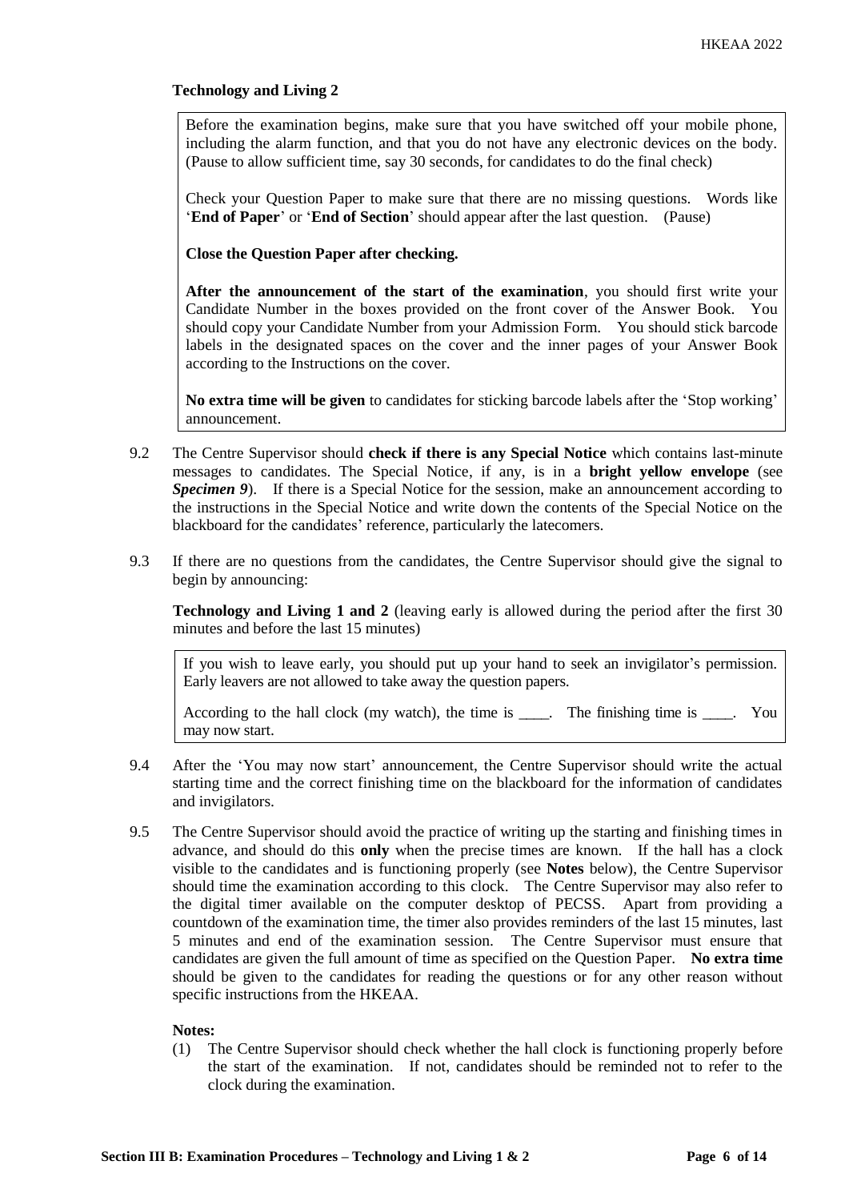**Technology and Living 2**

> Before the examination begins, make sure that you have switched off your mobile phone, including the alarm function, and that you do not have any electronic devices on the body. (Pause to allow sufficient time, say 30 seconds, for candidates to do the final check)
>
> Check your Question Paper to make sure that there are no missing questions. Words like '**End of Paper**' or '**End of Section**' should appear after the last question. (Pause)
>
> **Close the Question Paper after checking.**
>
> **After the announcement of the start of the examination**, you should first write your Candidate Number in the boxes provided on the front cover of the Answer Book. You should copy your Candidate Number from your Admission Form. You should stick barcode labels in the designated spaces on the cover and the inner pages of your Answer Book according to the Instructions on the cover.
>
> **No extra time will be given** to candidates for sticking barcode labels after the 'Stop working' announcement.

9.2 The Centre Supervisor should **check if there is any Special Notice** which contains last-minute messages to candidates. The Special Notice, if any, is in a **bright yellow envelope** (see ***Specimen 9***). If there is a Special Notice for the session, make an announcement according to the instructions in the Special Notice and write down the contents of the Special Notice on the blackboard for the candidates' reference, particularly the latecomers.

9.3 If there are no questions from the candidates, the Centre Supervisor should give the signal to begin by announcing:

**Technology and Living 1 and 2** (leaving early is allowed during the period after the first 30 minutes and before the last 15 minutes)

> If you wish to leave early, you should put up your hand to seek an invigilator's permission. Early leavers are not allowed to take away the question papers.
>
> According to the hall clock (my watch), the time is ____. The finishing time is ____. You may now start.

9.4 After the 'You may now start' announcement, the Centre Supervisor should write the actual starting time and the correct finishing time on the blackboard for the information of candidates and invigilators.

9.5 The Centre Supervisor should avoid the practice of writing up the starting and finishing times in advance, and should do this **only** when the precise times are known. If the hall has a clock visible to the candidates and is functioning properly (see **Notes** below), the Centre Supervisor should time the examination according to this clock. The Centre Supervisor may also refer to the digital timer available on the computer desktop of PECSS. Apart from providing a countdown of the examination time, the timer also provides reminders of the last 15 minutes, last 5 minutes and end of the examination session. The Centre Supervisor must ensure that candidates are given the full amount of time as specified on the Question Paper. **No extra time** should be given to the candidates for reading the questions or for any other reason without specific instructions from the HKEAA.

**Notes:**

(1) The Centre Supervisor should check whether the hall clock is functioning properly before the start of the examination. If not, candidates should be reminded not to refer to the clock during the examination.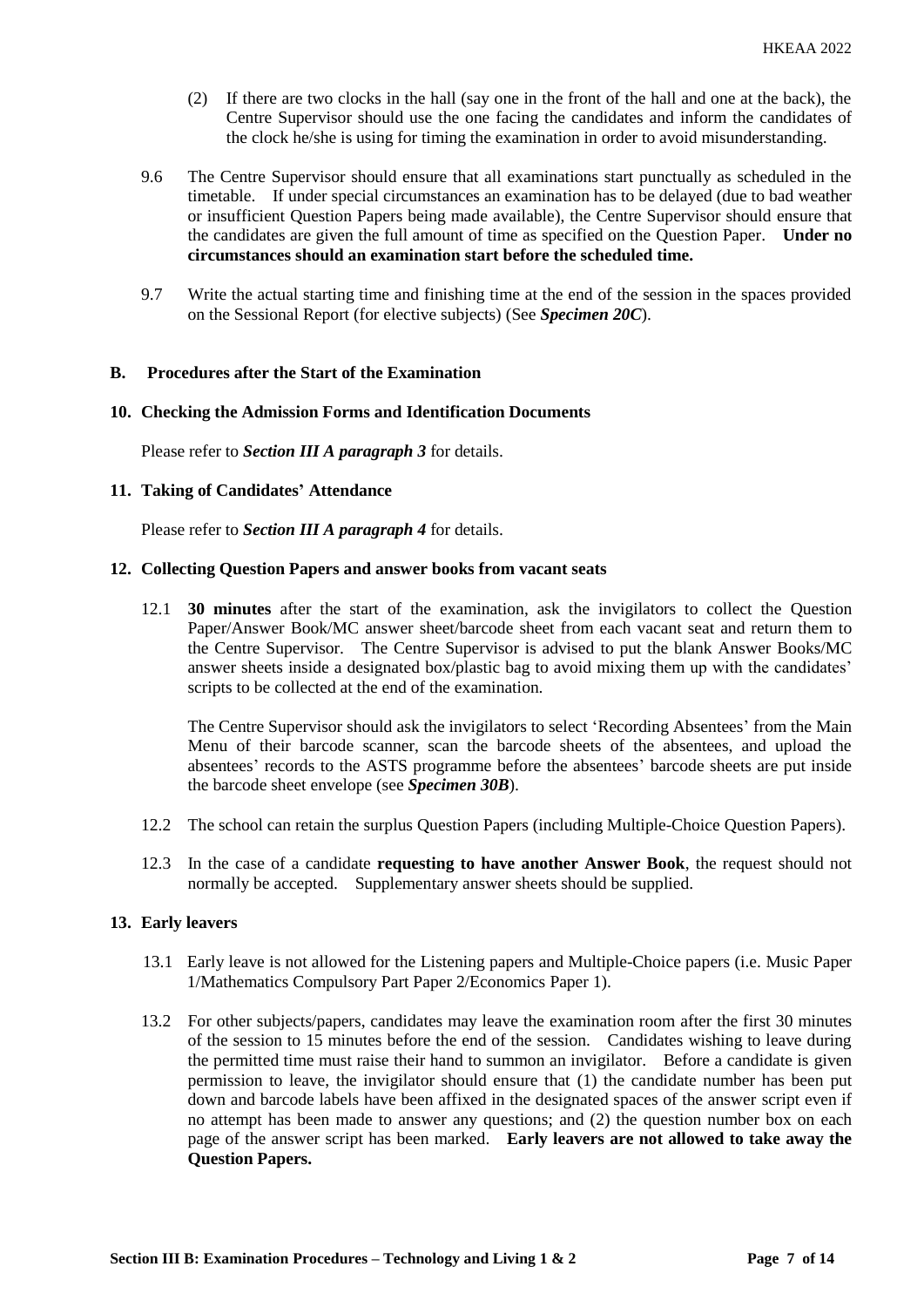(2) If there are two clocks in the hall (say one in the front of the hall and one at the back), the Centre Supervisor should use the one facing the candidates and inform the candidates of the clock he/she is using for timing the examination in order to avoid misunderstanding.

9.6 The Centre Supervisor should ensure that all examinations start punctually as scheduled in the timetable. If under special circumstances an examination has to be delayed (due to bad weather or insufficient Question Papers being made available), the Centre Supervisor should ensure that the candidates are given the full amount of time as specified on the Question Paper. **Under no circumstances should an examination start before the scheduled time.**

9.7 Write the actual starting time and finishing time at the end of the session in the spaces provided on the Sessional Report (for elective subjects) (See ***Specimen 20C***).

## B. Procedures after the Start of the Examination

### 10. Checking the Admission Forms and Identification Documents

Please refer to ***Section III A paragraph 3*** for details.

### 11. Taking of Candidates' Attendance

Please refer to ***Section III A paragraph 4*** for details.

### 12. Collecting Question Papers and answer books from vacant seats

12.1 **30 minutes** after the start of the examination, ask the invigilators to collect the Question Paper/Answer Book/MC answer sheet/barcode sheet from each vacant seat and return them to the Centre Supervisor. The Centre Supervisor is advised to put the blank Answer Books/MC answer sheets inside a designated box/plastic bag to avoid mixing them up with the candidates' scripts to be collected at the end of the examination.

The Centre Supervisor should ask the invigilators to select 'Recording Absentees' from the Main Menu of their barcode scanner, scan the barcode sheets of the absentees, and upload the absentees' records to the ASTS programme before the absentees' barcode sheets are put inside the barcode sheet envelope (see ***Specimen 30B***).

12.2 The school can retain the surplus Question Papers (including Multiple-Choice Question Papers).

12.3 In the case of a candidate **requesting to have another Answer Book**, the request should not normally be accepted. Supplementary answer sheets should be supplied.

### 13. Early leavers

13.1 Early leave is not allowed for the Listening papers and Multiple-Choice papers (i.e. Music Paper 1/Mathematics Compulsory Part Paper 2/Economics Paper 1).

13.2 For other subjects/papers, candidates may leave the examination room after the first 30 minutes of the session to 15 minutes before the end of the session. Candidates wishing to leave during the permitted time must raise their hand to summon an invigilator. Before a candidate is given permission to leave, the invigilator should ensure that (1) the candidate number has been put down and barcode labels have been affixed in the designated spaces of the answer script even if no attempt has been made to answer any questions; and (2) the question number box on each page of the answer script has been marked. **Early leavers are not allowed to take away the Question Papers.**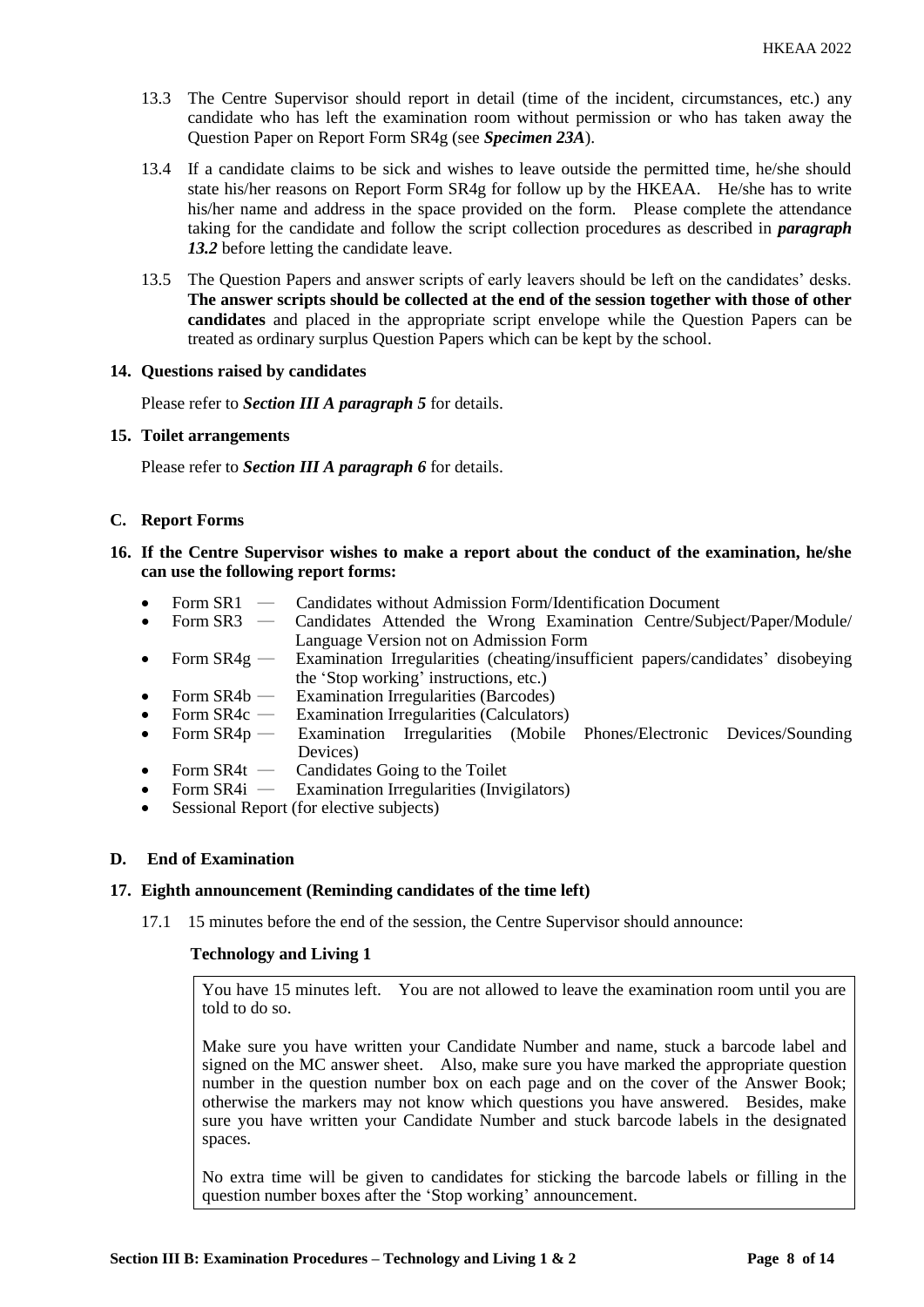13.3 The Centre Supervisor should report in detail (time of the incident, circumstances, etc.) any candidate who has left the examination room without permission or who has taken away the Question Paper on Report Form SR4g (see ***Specimen 23A***).

13.4 If a candidate claims to be sick and wishes to leave outside the permitted time, he/she should state his/her reasons on Report Form SR4g for follow up by the HKEAA. He/she has to write his/her name and address in the space provided on the form. Please complete the attendance taking for the candidate and follow the script collection procedures as described in ***paragraph 13.2*** before letting the candidate leave.

13.5 The Question Papers and answer scripts of early leavers should be left on the candidates' desks. **The answer scripts should be collected at the end of the session together with those of other candidates** and placed in the appropriate script envelope while the Question Papers can be treated as ordinary surplus Question Papers which can be kept by the school.

**14. Questions raised by candidates**

Please refer to ***Section III A paragraph 5*** for details.

**15. Toilet arrangements**

Please refer to ***Section III A paragraph 6*** for details.

## C. Report Forms

**16. If the Centre Supervisor wishes to make a report about the conduct of the examination, he/she can use the following report forms:**

- Form SR1 — Candidates without Admission Form/Identification Document
- Form SR3 — Candidates Attended the Wrong Examination Centre/Subject/Paper/Module/ Language Version not on Admission Form
- Form SR4g — Examination Irregularities (cheating/insufficient papers/candidates' disobeying the 'Stop working' instructions, etc.)
- Form SR4b — Examination Irregularities (Barcodes)
- Form SR4c — Examination Irregularities (Calculators)
- Form SR4p — Examination Irregularities (Mobile Phones/Electronic Devices/Sounding Devices)
- Form SR4t — Candidates Going to the Toilet
- Form SR4i — Examination Irregularities (Invigilators)
- Sessional Report (for elective subjects)

## D. End of Examination

**17. Eighth announcement (Reminding candidates of the time left)**

17.1 15 minutes before the end of the session, the Centre Supervisor should announce:

**Technology and Living 1**

> You have 15 minutes left. You are not allowed to leave the examination room until you are told to do so.
>
> Make sure you have written your Candidate Number and name, stuck a barcode label and signed on the MC answer sheet. Also, make sure you have marked the appropriate question number in the question number box on each page and on the cover of the Answer Book; otherwise the markers may not know which questions you have answered. Besides, make sure you have written your Candidate Number and stuck barcode labels in the designated spaces.
>
> No extra time will be given to candidates for sticking the barcode labels or filling in the question number boxes after the 'Stop working' announcement.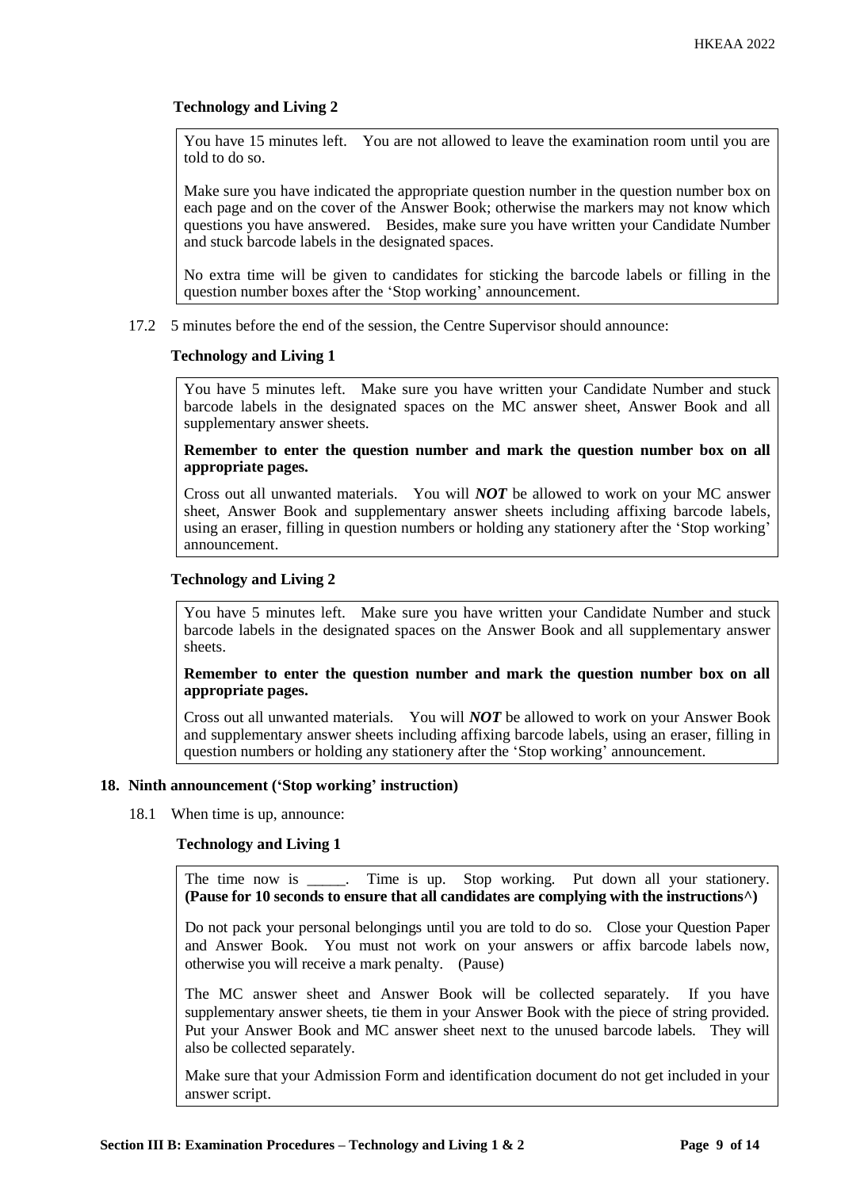**Technology and Living 2**

> You have 15 minutes left. You are not allowed to leave the examination room until you are told to do so.
>
> Make sure you have indicated the appropriate question number in the question number box on each page and on the cover of the Answer Book; otherwise the markers may not know which questions you have answered. Besides, make sure you have written your Candidate Number and stuck barcode labels in the designated spaces.
>
> No extra time will be given to candidates for sticking the barcode labels or filling in the question number boxes after the 'Stop working' announcement.

17.2 5 minutes before the end of the session, the Centre Supervisor should announce:

**Technology and Living 1**

> You have 5 minutes left. Make sure you have written your Candidate Number and stuck barcode labels in the designated spaces on the MC answer sheet, Answer Book and all supplementary answer sheets.
>
> **Remember to enter the question number and mark the question number box on all appropriate pages.**
>
> Cross out all unwanted materials. You will ***NOT*** be allowed to work on your MC answer sheet, Answer Book and supplementary answer sheets including affixing barcode labels, using an eraser, filling in question numbers or holding any stationery after the 'Stop working' announcement.

**Technology and Living 2**

> You have 5 minutes left. Make sure you have written your Candidate Number and stuck barcode labels in the designated spaces on the Answer Book and all supplementary answer sheets.
>
> **Remember to enter the question number and mark the question number box on all appropriate pages.**
>
> Cross out all unwanted materials. You will ***NOT*** be allowed to work on your Answer Book and supplementary answer sheets including affixing barcode labels, using an eraser, filling in question numbers or holding any stationery after the 'Stop working' announcement.

### 18. Ninth announcement ('Stop working' instruction)

18.1 When time is up, announce:

**Technology and Living 1**

> The time now is _____. Time is up. Stop working. Put down all your stationery. **(Pause for 10 seconds to ensure that all candidates are complying with the instructions^)**
>
> Do not pack your personal belongings until you are told to do so. Close your Question Paper and Answer Book. You must not work on your answers or affix barcode labels now, otherwise you will receive a mark penalty. (Pause)
>
> The MC answer sheet and Answer Book will be collected separately. If you have supplementary answer sheets, tie them in your Answer Book with the piece of string provided. Put your Answer Book and MC answer sheet next to the unused barcode labels. They will also be collected separately.
>
> Make sure that your Admission Form and identification document do not get included in your answer script.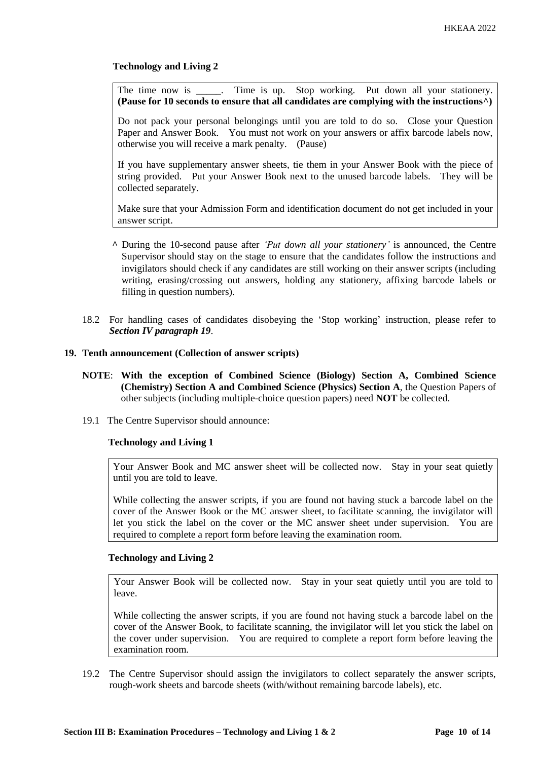**Technology and Living 2**

> The time now is \_\_\_\_\_. Time is up. Stop working. Put down all your stationery. **(Pause for 10 seconds to ensure that all candidates are complying with the instructions^)**
>
> Do not pack your personal belongings until you are told to do so. Close your Question Paper and Answer Book. You must not work on your answers or affix barcode labels now, otherwise you will receive a mark penalty. (Pause)
>
> If you have supplementary answer sheets, tie them in your Answer Book with the piece of string provided. Put your Answer Book next to the unused barcode labels. They will be collected separately.
>
> Make sure that your Admission Form and identification document do not get included in your answer script.

^ During the 10-second pause after *'Put down all your stationery'* is announced, the Centre Supervisor should stay on the stage to ensure that the candidates follow the instructions and invigilators should check if any candidates are still working on their answer scripts (including writing, erasing/crossing out answers, holding any stationery, affixing barcode labels or filling in question numbers).

18.2 For handling cases of candidates disobeying the 'Stop working' instruction, please refer to ***Section IV paragraph 19***.

### 19. Tenth announcement (Collection of answer scripts)

**NOTE**: **With the exception of Combined Science (Biology) Section A, Combined Science (Chemistry) Section A and Combined Science (Physics) Section A**, the Question Papers of other subjects (including multiple-choice question papers) need **NOT** be collected.

19.1 The Centre Supervisor should announce:

**Technology and Living 1**

> Your Answer Book and MC answer sheet will be collected now. Stay in your seat quietly until you are told to leave.
>
> While collecting the answer scripts, if you are found not having stuck a barcode label on the cover of the Answer Book or the MC answer sheet, to facilitate scanning, the invigilator will let you stick the label on the cover or the MC answer sheet under supervision. You are required to complete a report form before leaving the examination room.

**Technology and Living 2**

> Your Answer Book will be collected now. Stay in your seat quietly until you are told to leave.
>
> While collecting the answer scripts, if you are found not having stuck a barcode label on the cover of the Answer Book, to facilitate scanning, the invigilator will let you stick the label on the cover under supervision. You are required to complete a report form before leaving the examination room.

19.2 The Centre Supervisor should assign the invigilators to collect separately the answer scripts, rough-work sheets and barcode sheets (with/without remaining barcode labels), etc.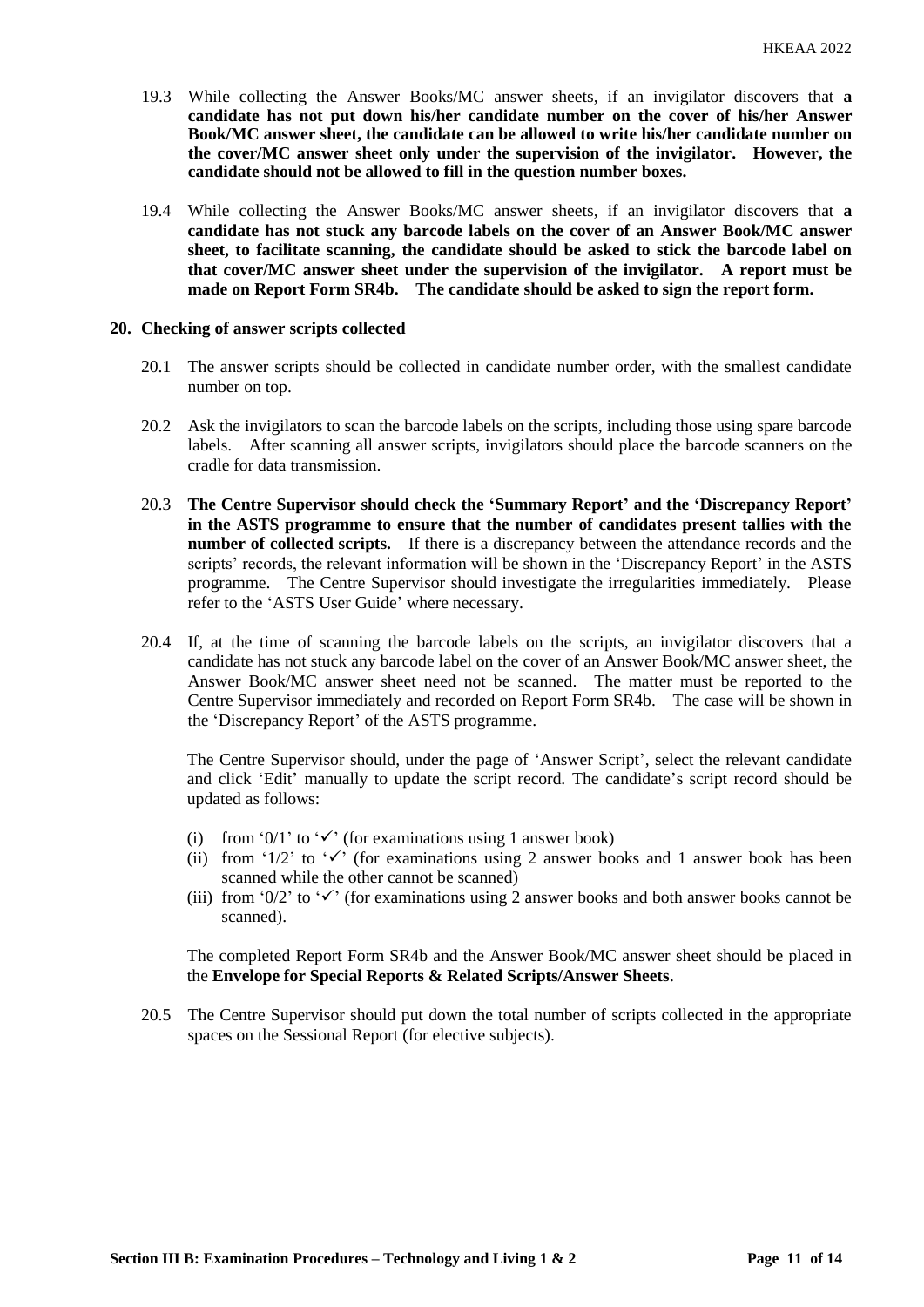19.3 While collecting the Answer Books/MC answer sheets, if an invigilator discovers that **a candidate has not put down his/her candidate number on the cover of his/her Answer Book/MC answer sheet, the candidate can be allowed to write his/her candidate number on the cover/MC answer sheet only under the supervision of the invigilator. However, the candidate should not be allowed to fill in the question number boxes.**

19.4 While collecting the Answer Books/MC answer sheets, if an invigilator discovers that **a candidate has not stuck any barcode labels on the cover of an Answer Book/MC answer sheet, to facilitate scanning, the candidate should be asked to stick the barcode label on that cover/MC answer sheet under the supervision of the invigilator. A report must be made on Report Form SR4b. The candidate should be asked to sign the report form.**

## 20. Checking of answer scripts collected

20.1 The answer scripts should be collected in candidate number order, with the smallest candidate number on top.

20.2 Ask the invigilators to scan the barcode labels on the scripts, including those using spare barcode labels. After scanning all answer scripts, invigilators should place the barcode scanners on the cradle for data transmission.

20.3 **The Centre Supervisor should check the 'Summary Report' and the 'Discrepancy Report' in the ASTS programme to ensure that the number of candidates present tallies with the number of collected scripts.** If there is a discrepancy between the attendance records and the scripts' records, the relevant information will be shown in the 'Discrepancy Report' in the ASTS programme. The Centre Supervisor should investigate the irregularities immediately. Please refer to the 'ASTS User Guide' where necessary.

20.4 If, at the time of scanning the barcode labels on the scripts, an invigilator discovers that a candidate has not stuck any barcode label on the cover of an Answer Book/MC answer sheet, the Answer Book/MC answer sheet need not be scanned. The matter must be reported to the Centre Supervisor immediately and recorded on Report Form SR4b. The case will be shown in the 'Discrepancy Report' of the ASTS programme.

The Centre Supervisor should, under the page of 'Answer Script', select the relevant candidate and click 'Edit' manually to update the script record. The candidate's script record should be updated as follows:

(i) from '0/1' to '✓' (for examinations using 1 answer book)
(ii) from '1/2' to '✓' (for examinations using 2 answer books and 1 answer book has been scanned while the other cannot be scanned)
(iii) from '0/2' to '✓' (for examinations using 2 answer books and both answer books cannot be scanned).

The completed Report Form SR4b and the Answer Book/MC answer sheet should be placed in the **Envelope for Special Reports & Related Scripts/Answer Sheets**.

20.5 The Centre Supervisor should put down the total number of scripts collected in the appropriate spaces on the Sessional Report (for elective subjects).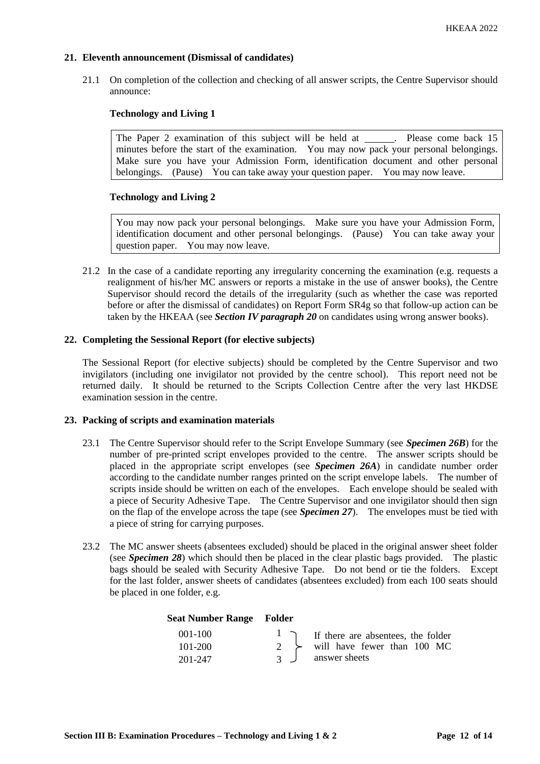**21. Eleventh announcement (Dismissal of candidates)**

21.1 On completion of the collection and checking of all answer scripts, the Centre Supervisor should announce:

**Technology and Living 1**

> The Paper 2 examination of this subject will be held at ______. Please come back 15 minutes before the start of the examination. You may now pack your personal belongings. Make sure you have your Admission Form, identification document and other personal belongings. (Pause) You can take away your question paper. You may now leave.

**Technology and Living 2**

> You may now pack your personal belongings. Make sure you have your Admission Form, identification document and other personal belongings. (Pause) You can take away your question paper. You may now leave.

21.2 In the case of a candidate reporting any irregularity concerning the examination (e.g. requests a realignment of his/her MC answers or reports a mistake in the use of answer books), the Centre Supervisor should record the details of the irregularity (such as whether the case was reported before or after the dismissal of candidates) on Report Form SR4g so that follow-up action can be taken by the HKEAA (see ***Section IV paragraph 20*** on candidates using wrong answer books).

**22. Completing the Sessional Report (for elective subjects)**

The Sessional Report (for elective subjects) should be completed by the Centre Supervisor and two invigilators (including one invigilator not provided by the centre school). This report need not be returned daily. It should be returned to the Scripts Collection Centre after the very last HKDSE examination session in the centre.

**23. Packing of scripts and examination materials**

23.1 The Centre Supervisor should refer to the Script Envelope Summary (see ***Specimen 26B***) for the number of pre-printed script envelopes provided to the centre. The answer scripts should be placed in the appropriate script envelopes (see ***Specimen 26A***) in candidate number order according to the candidate number ranges printed on the script envelope labels. The number of scripts inside should be written on each of the envelopes. Each envelope should be sealed with a piece of Security Adhesive Tape. The Centre Supervisor and one invigilator should then sign on the flap of the envelope across the tape (see ***Specimen 27***). The envelopes must be tied with a piece of string for carrying purposes.

23.2 The MC answer sheets (absentees excluded) should be placed in the original answer sheet folder (see ***Specimen 28***) which should then be placed in the clear plastic bags provided. The plastic bags should be sealed with Security Adhesive Tape. Do not bend or tie the folders. Except for the last folder, answer sheets of candidates (absentees excluded) from each 100 seats should be placed in one folder, e.g.

| Seat Number Range | Folder | |
|---|---|---|
| 001-100 | 1 | If there are absentees, the folder will have fewer than 100 MC answer sheets |
| 101-200 | 2 | |
| 201-247 | 3 | |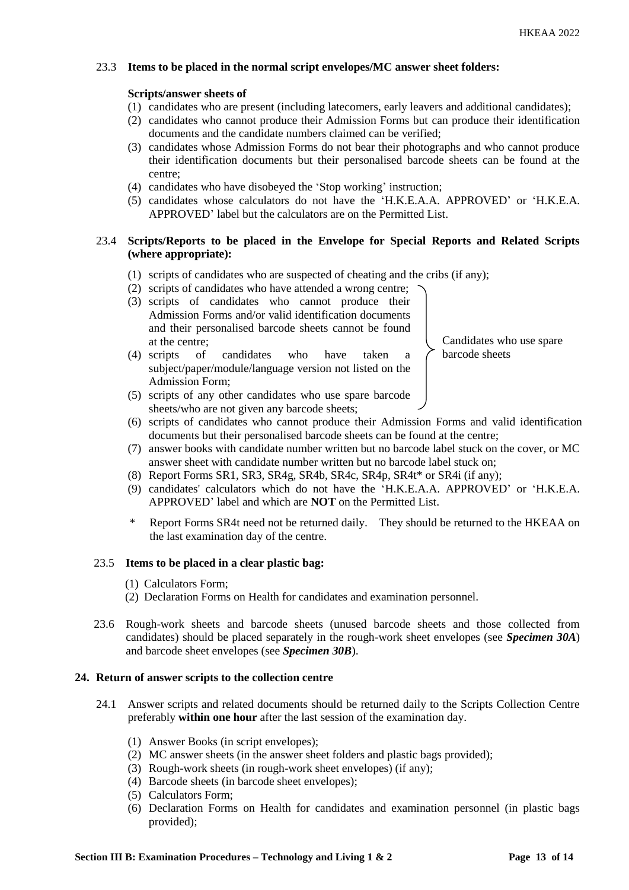23.3 **Items to be placed in the normal script envelopes/MC answer sheet folders:**

**Scripts/answer sheets of**

(1) candidates who are present (including latecomers, early leavers and additional candidates);
(2) candidates who cannot produce their Admission Forms but can produce their identification documents and the candidate numbers claimed can be verified;
(3) candidates whose Admission Forms do not bear their photographs and who cannot produce their identification documents but their personalised barcode sheets can be found at the centre;
(4) candidates who have disobeyed the 'Stop working' instruction;
(5) candidates whose calculators do not have the 'H.K.E.A.A. APPROVED' or 'H.K.E.A. APPROVED' label but the calculators are on the Permitted List.

23.4 **Scripts/Reports to be placed in the Envelope for Special Reports and Related Scripts (where appropriate):**

(1) scripts of candidates who are suspected of cheating and the cribs (if any);
(2) scripts of candidates who have attended a wrong centre;
(3) scripts of candidates who cannot produce their Admission Forms and/or valid identification documents and their personalised barcode sheets cannot be found at the centre;
(4) scripts of candidates who have taken a subject/paper/module/language version not listed on the Admission Form;
(5) scripts of any other candidates who use spare barcode sheets/who are not given any barcode sheets;

(Items (2) to (5): Candidates who use spare barcode sheets)

(6) scripts of candidates who cannot produce their Admission Forms and valid identification documents but their personalised barcode sheets can be found at the centre;
(7) answer books with candidate number written but no barcode label stuck on the cover, or MC answer sheet with candidate number written but no barcode label stuck on;
(8) Report Forms SR1, SR3, SR4g, SR4b, SR4c, SR4p, SR4t* or SR4i (if any);
(9) candidates' calculators which do not have the 'H.K.E.A.A. APPROVED' or 'H.K.E.A. APPROVED' label and which are **NOT** on the Permitted List.

\* Report Forms SR4t need not be returned daily. They should be returned to the HKEAA on the last examination day of the centre.

23.5 **Items to be placed in a clear plastic bag:**

(1) Calculators Form;
(2) Declaration Forms on Health for candidates and examination personnel.

23.6 Rough-work sheets and barcode sheets (unused barcode sheets and those collected from candidates) should be placed separately in the rough-work sheet envelopes (see ***Specimen 30A***) and barcode sheet envelopes (see ***Specimen 30B***).

## 24. Return of answer scripts to the collection centre

24.1 Answer scripts and related documents should be returned daily to the Scripts Collection Centre preferably **within one hour** after the last session of the examination day.

(1) Answer Books (in script envelopes);
(2) MC answer sheets (in the answer sheet folders and plastic bags provided);
(3) Rough-work sheets (in rough-work sheet envelopes) (if any);
(4) Barcode sheets (in barcode sheet envelopes);
(5) Calculators Form;
(6) Declaration Forms on Health for candidates and examination personnel (in plastic bags provided);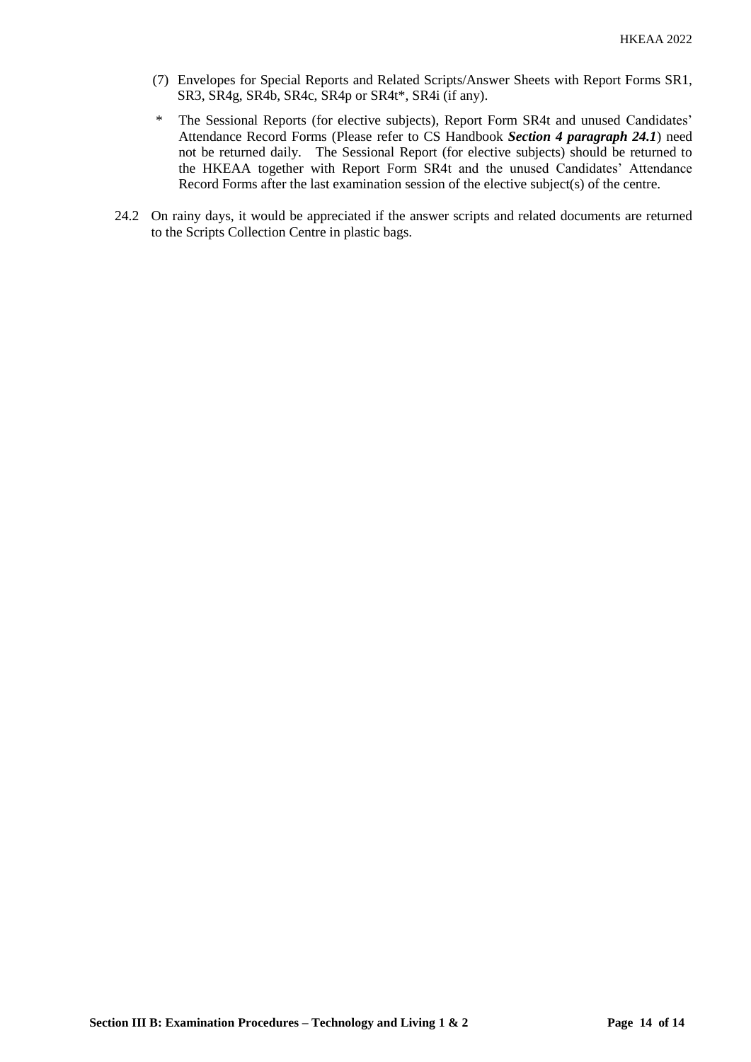(7) Envelopes for Special Reports and Related Scripts/Answer Sheets with Report Forms SR1, SR3, SR4g, SR4b, SR4c, SR4p or SR4t*, SR4i (if any).

\* The Sessional Reports (for elective subjects), Report Form SR4t and unused Candidates' Attendance Record Forms (Please refer to CS Handbook ***Section 4 paragraph 24.1***) need not be returned daily. The Sessional Report (for elective subjects) should be returned to the HKEAA together with Report Form SR4t and the unused Candidates' Attendance Record Forms after the last examination session of the elective subject(s) of the centre.

24.2 On rainy days, it would be appreciated if the answer scripts and related documents are returned to the Scripts Collection Centre in plastic bags.